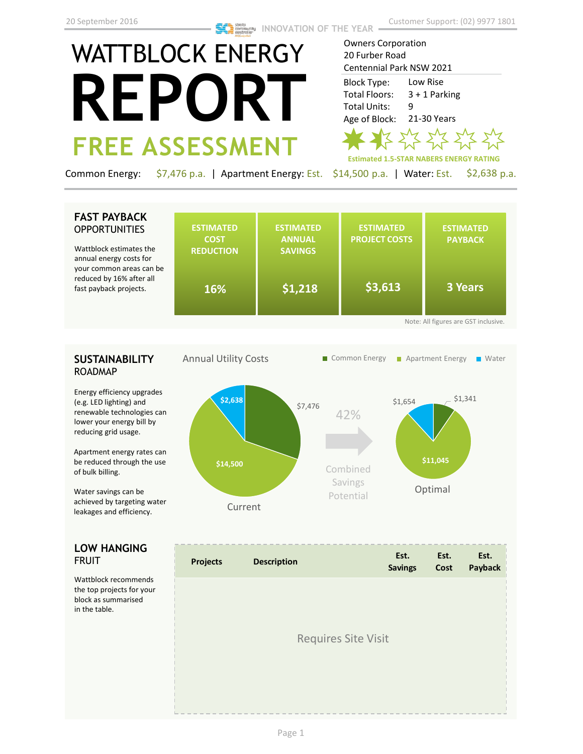20 September 2016 | INNOVATION OF THE YEAR | Customer Support: (02) 9977 1801

# WATTBLOCK ENERGY REPORT

## FREE ASSESSMENT

Owners Corporation
20 Furber Road
Centennial Park NSW 2021

| | |
|---|---|
| Block Type: | Low Rise |
| Total Floors: | 3 + 1 Parking |
| Total Units: | 9 |
| Age of Block: | 21-30 Years |

Estimated 1.5-STAR NABERS ENERGY RATING

Common Energy: $7,476 p.a. | Apartment Energy: Est. $14,500 p.a. | Water: Est. $2,638 p.a.

## FAST PAYBACK OPPORTUNITIES

Wattblock estimates the annual energy costs for your common areas can be reduced by 16% after all fast payback projects.

| ESTIMATED COST REDUCTION | ESTIMATED ANNUAL SAVINGS | ESTIMATED PROJECT COSTS | ESTIMATED PAYBACK |
|---|---|---|---|
| 16% | $1,218 | $3,613 | 3 Years |

Note: All figures are GST inclusive.

## SUSTAINABILITY ROADMAP

Energy efficiency upgrades (e.g. LED lighting) and renewable technologies can lower your energy bill by reducing grid usage.

Apartment energy rates can be reduced through the use of bulk billing.

Water savings can be achieved by targeting water leakages and efficiency.

Annual Utility Costs

Legend: Common Energy, Apartment Energy, Water

| | Common Energy | Apartment Energy | Water |
|---|---|---|---|
| Current | $7,476 | $14,500 | $2,638 |
| Optimal | $1,341 | $11,045 | $1,654 |

42% Combined Savings Potential

## LOW HANGING FRUIT

Wattblock recommends the top projects for your block as summarised in the table.

| Projects | Description | Est. Savings | Est. Cost | Est. Payback |
|---|---|---|---|---|
| Requires Site Visit | | | | |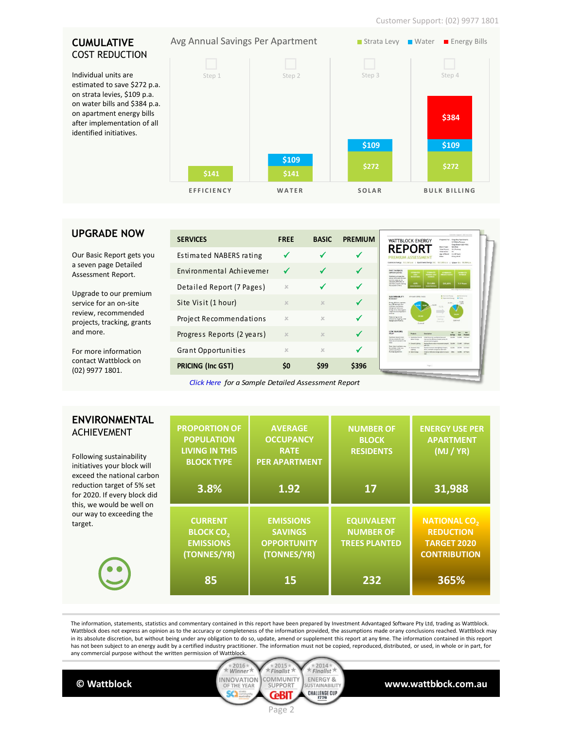## CUMULATIVE COST REDUCTION

Individual units are estimated to save $272 p.a. on strata levies, $109 p.a. on water bills and $384 p.a. on apartment energy bills after implementation of all identified initiatives.

Avg Annual Savings Per Apartment

Strata Levy | Water | Energy Bills

Step 1 | Step 2 | Step 3 | Step 4

$141

$109
$141

$109
$272

$384
$109
$272

EFFICIENCY | WATER | SOLAR | BULK BILLING

## UPGRADE NOW

Our Basic Report gets you a seven page Detailed Assessment Report.

Upgrade to our premium service for an on-site review, recommended projects, tracking, grants and more.

For more information contact Wattblock on (02) 9977 1801.

| SERVICES | FREE | BASIC | PREMIUM |
|---|---|---|---|
| Estimated NABERS rating | ✓ | ✓ | ✓ |
| Environmental Achievemer | ✓ | ✓ | ✓ |
| Detailed Report (7 Pages) | × | ✓ | ✓ |
| Site Visit (1 hour) | × | × | ✓ |
| Project Recommendations | × | × | ✓ |
| Progress Reports (2 years) | × | × | ✓ |
| Grant Opportunities | × | × | ✓ |
| **PRICING (Inc GST)** | **$0** | **$99** | **$396** |

*Click Here for a Sample Detailed Assessment Report*

## ENVIRONMENTAL ACHIEVEMENT

Following sustainability initiatives your block will exceed the national carbon reduction target of 5% set for 2020. If every block did this, we would be well on our way to exceeding the target.

| | | | |
|---|---|---|---|
| PROPORTION OF POPULATION LIVING IN THIS BLOCK TYPE | AVERAGE OCCUPANCY RATE PER APARTMENT | NUMBER OF BLOCK RESIDENTS | ENERGY USE PER APARTMENT (MJ / YR) |
| 3.8% | 1.92 | 17 | 31,988 |
| CURRENT BLOCK $CO_2$ EMISSIONS (TONNES/YR) | EMISSIONS SAVINGS OPPORTUNITY (TONNES/YR) | EQUIVALENT NUMBER OF TREES PLANTED | NATIONAL $CO_2$ REDUCTION TARGET 2020 CONTRIBUTION |
| 85 | 15 | 232 | 365% |

The information, statements, statistics and commentary contained in this report have been prepared by Investment Advantaged Software Pty Ltd, trading as Wattblock. Wattblock does not express an opinion as to the accuracy or completeness of the information provided, the assumptions made orany conclusions reached. Wattblock may in its absolute discretion, but without being under any obligation to do so, update, amend or supplement this report at any time. The information contained in this report has not been subject to an energy audit by a certified industry practitioner. The information must not be copied, reproduced, distributed, or used, in whole or in part, for any commercial purpose without the written permission of Wattblock.

© Wattblock

2016 Winner INNOVATION OF THE YEAR | 2015 Finalist COMMUNITY SUPPORT CeBIT | 2014 Finalist ENERGY & SUSTAINABILITY CHALLENGE CUP

www.wattblock.com.au